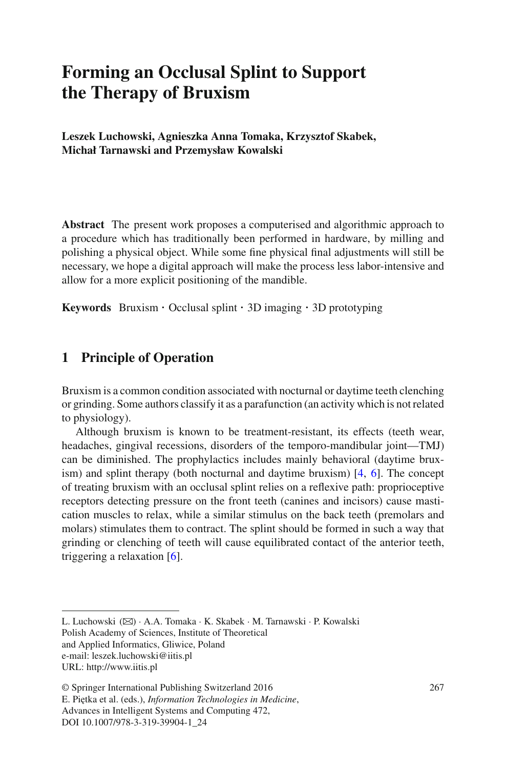# Forming an Occlusal Splint to Support the Therapy of Bruxism

**Leszek Luchowski, Agnieszka Anna Tomaka, Krzysztof Skabek, Michał Tarnawski and Przemysław Kowalski**

**Abstract** The present work proposes a computerised and algorithmic approach to a procedure which has traditionally been performed in hardware, by milling and polishing a physical object. While some fine physical final adjustments will still be necessary, we hope a digital approach will make the process less labor-intensive and allow for a more explicit positioning of the mandible.

**Keywords** Bruxism · Occlusal splint · 3D imaging · 3D prototyping

## 1 Principle of Operation

Bruxism is a common condition associated with nocturnal or daytime teeth clenching or grinding. Some authors classify it as a parafunction (an activity which is not related to physiology).

Although bruxism is known to be treatment-resistant, its effects (teeth wear, headaches, gingival recessions, disorders of the temporo-mandibular joint—TMJ) can be diminished. The prophylactics includes mainly behavioral (daytime bruxism) and splint therapy (both nocturnal and daytime bruxism) [4, 6]. The concept of treating bruxism with an occlusal splint relies on a reflexive path: proprioceptive receptors detecting pressure on the front teeth (canines and incisors) cause mastication muscles to relax, while a similar stimulus on the back teeth (premolars and molars) stimulates them to contract. The splint should be formed in such a way that grinding or clenching of teeth will cause equilibrated contact of the anterior teeth, triggering a relaxation [6].

---

L. Luchowski (✉) · A.A. Tomaka · K. Skabek · M. Tarnawski · P. Kowalski
Polish Academy of Sciences, Institute of Theoretical and Applied Informatics, Gliwice, Poland
e-mail: leszek.luchowski@iitis.pl
URL: http://www.iitis.pl

© Springer International Publishing Switzerland 2016
E. Piętka et al. (eds.), *Information Technologies in Medicine*, Advances in Intelligent Systems and Computing 472,
DOI 10.1007/978-3-319-39904-1_24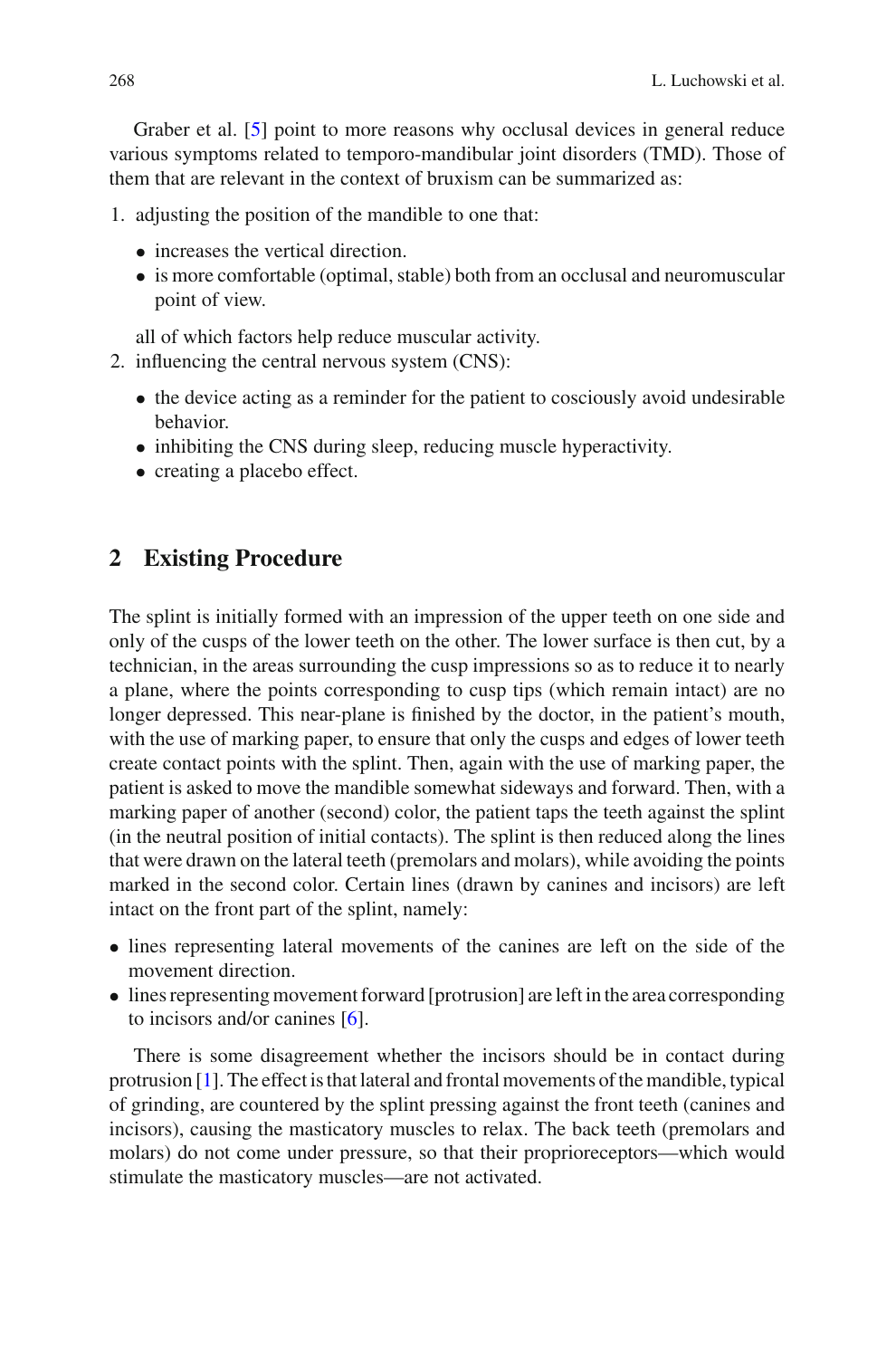Graber et al. [5] point to more reasons why occlusal devices in general reduce various symptoms related to temporo-mandibular joint disorders (TMD). Those of them that are relevant in the context of bruxism can be summarized as:

1. adjusting the position of the mandible to one that:
   - increases the vertical direction.
   - is more comfortable (optimal, stable) both from an occlusal and neuromuscular point of view.

   all of which factors help reduce muscular activity.
2. influencing the central nervous system (CNS):
   - the device acting as a reminder for the patient to cosciously avoid undesirable behavior.
   - inhibiting the CNS during sleep, reducing muscle hyperactivity.
   - creating a placebo effect.

## 2 Existing Procedure

The splint is initially formed with an impression of the upper teeth on one side and only of the cusps of the lower teeth on the other. The lower surface is then cut, by a technician, in the areas surrounding the cusp impressions so as to reduce it to nearly a plane, where the points corresponding to cusp tips (which remain intact) are no longer depressed. This near-plane is finished by the doctor, in the patient's mouth, with the use of marking paper, to ensure that only the cusps and edges of lower teeth create contact points with the splint. Then, again with the use of marking paper, the patient is asked to move the mandible somewhat sideways and forward. Then, with a marking paper of another (second) color, the patient taps the teeth against the splint (in the neutral position of initial contacts). The splint is then reduced along the lines that were drawn on the lateral teeth (premolars and molars), while avoiding the points marked in the second color. Certain lines (drawn by canines and incisors) are left intact on the front part of the splint, namely:

- lines representing lateral movements of the canines are left on the side of the movement direction.
- lines representing movement forward [protrusion] are left in the area corresponding to incisors and/or canines [6].

There is some disagreement whether the incisors should be in contact during protrusion [1]. The effect is that lateral and frontal movements of the mandible, typical of grinding, are countered by the splint pressing against the front teeth (canines and incisors), causing the masticatory muscles to relax. The back teeth (premolars and molars) do not come under pressure, so that their proprioreceptors—which would stimulate the masticatory muscles—are not activated.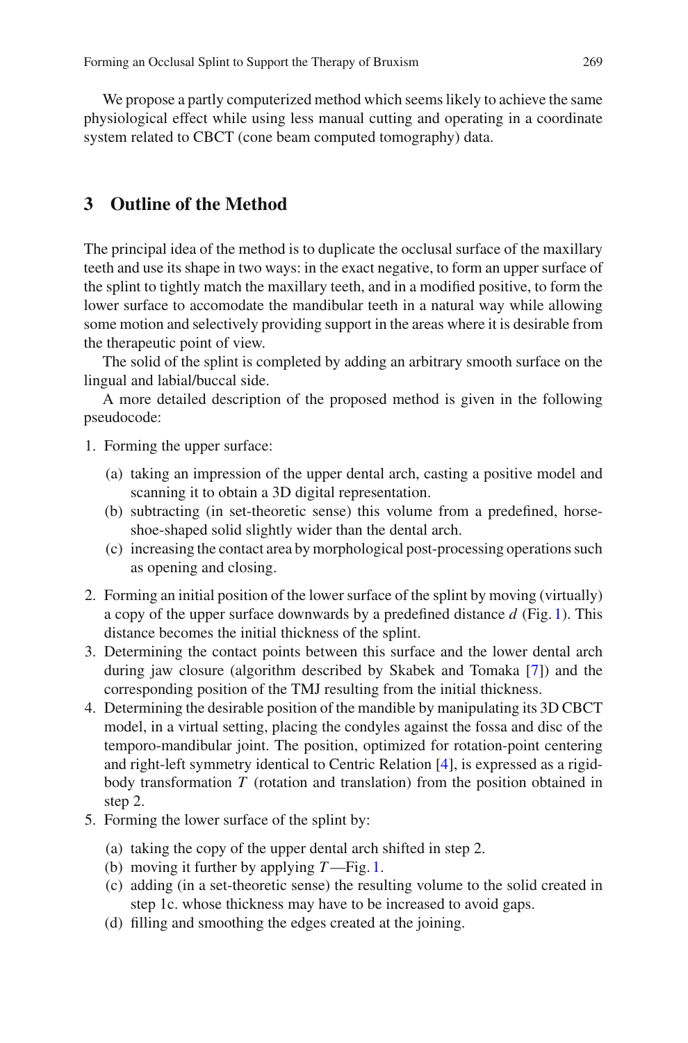We propose a partly computerized method which seems likely to achieve the same physiological effect while using less manual cutting and operating in a coordinate system related to CBCT (cone beam computed tomography) data.

## 3 Outline of the Method

The principal idea of the method is to duplicate the occlusal surface of the maxillary teeth and use its shape in two ways: in the exact negative, to form an upper surface of the splint to tightly match the maxillary teeth, and in a modified positive, to form the lower surface to accomodate the mandibular teeth in a natural way while allowing some motion and selectively providing support in the areas where it is desirable from the therapeutic point of view.

The solid of the splint is completed by adding an arbitrary smooth surface on the lingual and labial/buccal side.

A more detailed description of the proposed method is given in the following pseudocode:

1. Forming the upper surface:
   (a) taking an impression of the upper dental arch, casting a positive model and scanning it to obtain a 3D digital representation.
   (b) subtracting (in set-theoretic sense) this volume from a predefined, horse-shoe-shaped solid slightly wider than the dental arch.
   (c) increasing the contact area by morphological post-processing operations such as opening and closing.
2. Forming an initial position of the lower surface of the splint by moving (virtually) a copy of the upper surface downwards by a predefined distance $d$ (Fig. 1). This distance becomes the initial thickness of the splint.
3. Determining the contact points between this surface and the lower dental arch during jaw closure (algorithm described by Skabek and Tomaka [7]) and the corresponding position of the TMJ resulting from the initial thickness.
4. Determining the desirable position of the mandible by manipulating its 3D CBCT model, in a virtual setting, placing the condyles against the fossa and disc of the temporo-mandibular joint. The position, optimized for rotation-point centering and right-left symmetry identical to Centric Relation [4], is expressed as a rigid-body transformation $T$ (rotation and translation) from the position obtained in step 2.
5. Forming the lower surface of the splint by:
   (a) taking the copy of the upper dental arch shifted in step 2.
   (b) moving it further by applying $T$—Fig. 1.
   (c) adding (in a set-theoretic sense) the resulting volume to the solid created in step 1c. whose thickness may have to be increased to avoid gaps.
   (d) filling and smoothing the edges created at the joining.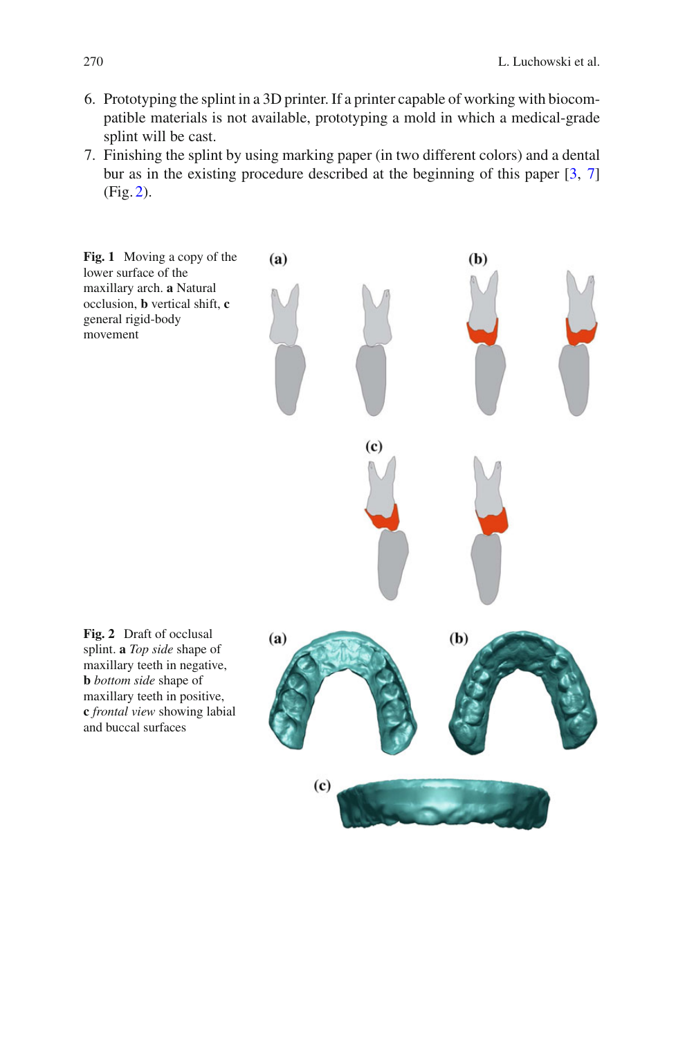6. Prototyping the splint in a 3D printer. If a printer capable of working with biocompatible materials is not available, prototyping a mold in which a medical-grade splint will be cast.
7. Finishing the splint by using marking paper (in two different colors) and a dental bur as in the existing procedure described at the beginning of this paper [3, 7] (Fig. 2).

**Fig. 1** Moving a copy of the lower surface of the maxillary arch. **a** Natural occlusion, **b** vertical shift, **c** general rigid-body movement

**Fig. 2** Draft of occlusal splint. **a** *Top side* shape of maxillary teeth in negative, **b** *bottom side* shape of maxillary teeth in positive, **c** *frontal view* showing labial and buccal surfaces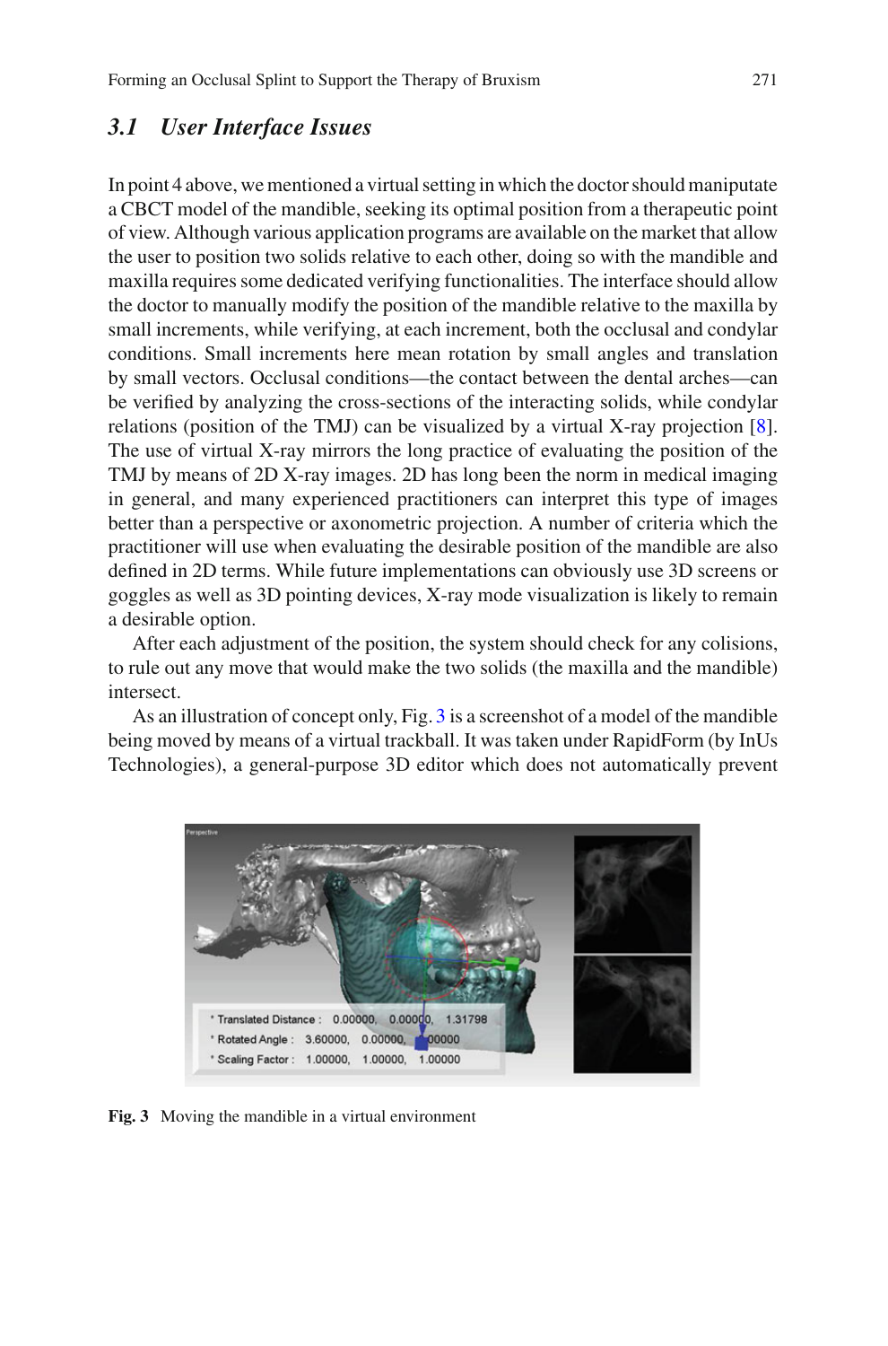### 3.1 User Interface Issues

In point 4 above, we mentioned a virtual setting in which the doctor should maniputate a CBCT model of the mandible, seeking its optimal position from a therapeutic point of view. Although various application programs are available on the market that allow the user to position two solids relative to each other, doing so with the mandible and maxilla requires some dedicated verifying functionalities. The interface should allow the doctor to manually modify the position of the mandible relative to the maxilla by small increments, while verifying, at each increment, both the occlusal and condylar conditions. Small increments here mean rotation by small angles and translation by small vectors. Occlusal conditions—the contact between the dental arches—can be verified by analyzing the cross-sections of the interacting solids, while condylar relations (position of the TMJ) can be visualized by a virtual X-ray projection [8]. The use of virtual X-ray mirrors the long practice of evaluating the position of the TMJ by means of 2D X-ray images. 2D has long been the norm in medical imaging in general, and many experienced practitioners can interpret this type of images better than a perspective or axonometric projection. A number of criteria which the practitioner will use when evaluating the desirable position of the mandible are also defined in 2D terms. While future implementations can obviously use 3D screens or goggles as well as 3D pointing devices, X-ray mode visualization is likely to remain a desirable option.

After each adjustment of the position, the system should check for any colisions, to rule out any move that would make the two solids (the maxilla and the mandible) intersect.

As an illustration of concept only, Fig. 3 is a screenshot of a model of the mandible being moved by means of a virtual trackball. It was taken under RapidForm (by InUs Technologies), a general-purpose 3D editor which does not automatically prevent

**Fig. 3** Moving the mandible in a virtual environment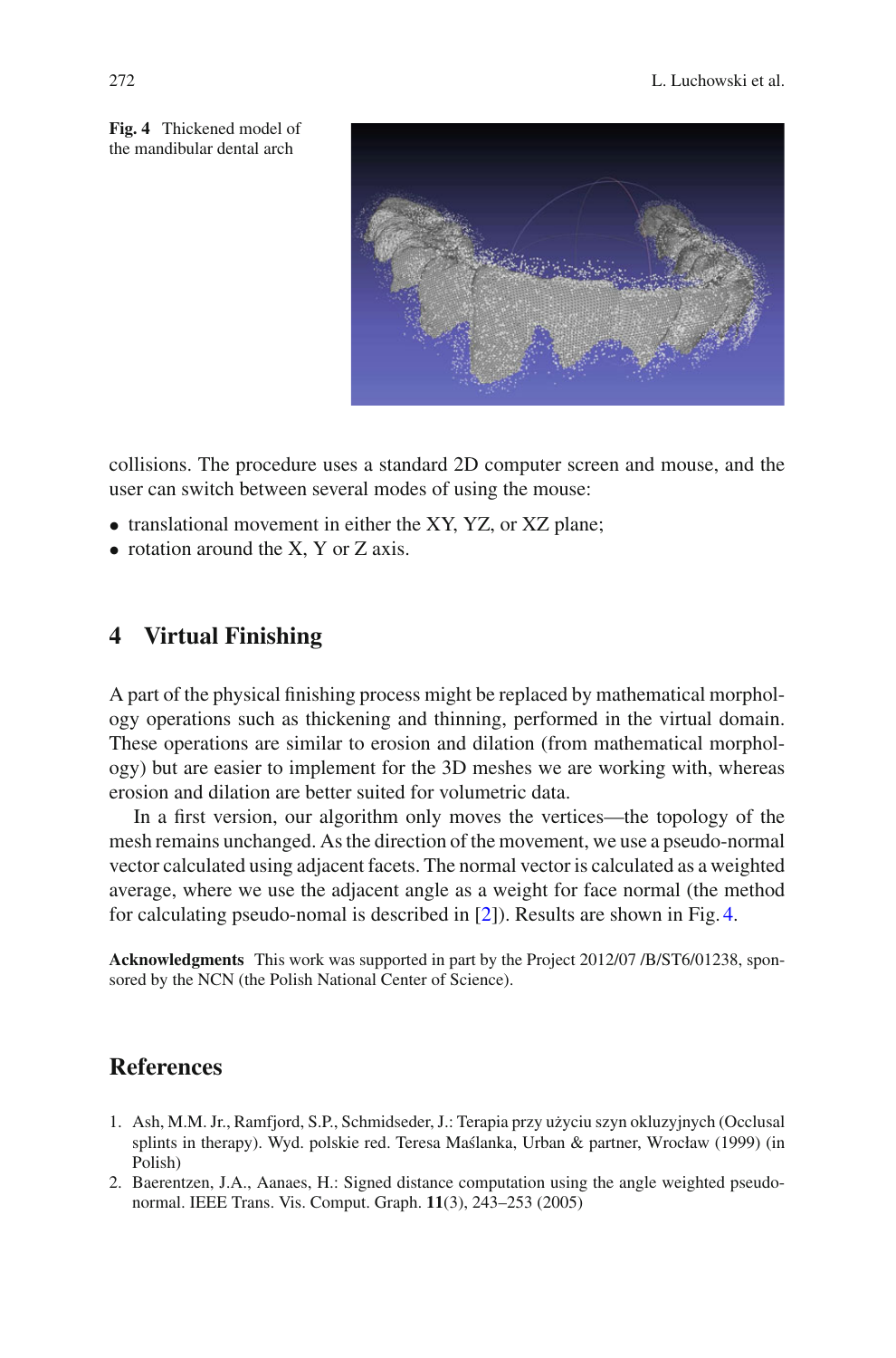Fig. 4 Thickened model of the mandibular dental arch

collisions. The procedure uses a standard 2D computer screen and mouse, and the user can switch between several modes of using the mouse:

- translational movement in either the XY, YZ, or XZ plane;
- rotation around the X, Y or Z axis.

## 4 Virtual Finishing

A part of the physical finishing process might be replaced by mathematical morphology operations such as thickening and thinning, performed in the virtual domain. These operations are similar to erosion and dilation (from mathematical morphology) but are easier to implement for the 3D meshes we are working with, whereas erosion and dilation are better suited for volumetric data.

In a first version, our algorithm only moves the vertices—the topology of the mesh remains unchanged. As the direction of the movement, we use a pseudo-normal vector calculated using adjacent facets. The normal vector is calculated as a weighted average, where we use the adjacent angle as a weight for face normal (the method for calculating pseudo-nomal is described in [2]). Results are shown in Fig. 4.

**Acknowledgments** This work was supported in part by the Project 2012/07 /B/ST6/01238, sponsored by the NCN (the Polish National Center of Science).

## References

1. Ash, M.M. Jr., Ramfjord, S.P., Schmidseder, J.: Terapia przy użyciu szyn okluzyjnych (Occlusal splints in therapy). Wyd. polskie red. Teresa Maślanka, Urban & partner, Wrocław (1999) (in Polish)
2. Baerentzen, J.A., Aanaes, H.: Signed distance computation using the angle weighted pseudo-normal. IEEE Trans. Vis. Comput. Graph. **11**(3), 243–253 (2005)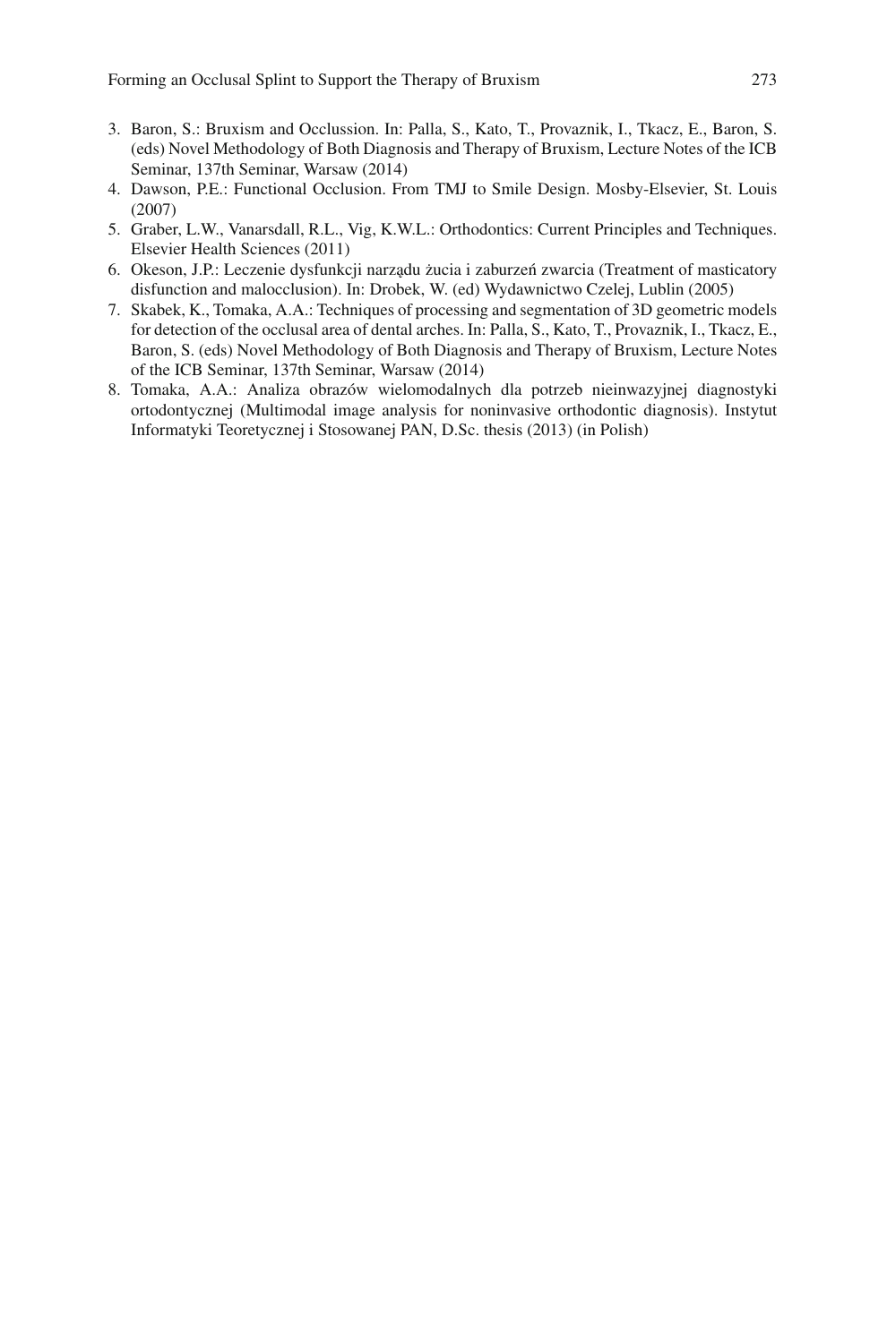3. Baron, S.: Bruxism and Occlussion. In: Palla, S., Kato, T., Provaznik, I., Tkacz, E., Baron, S. (eds) Novel Methodology of Both Diagnosis and Therapy of Bruxism, Lecture Notes of the ICB Seminar, 137th Seminar, Warsaw (2014)
4. Dawson, P.E.: Functional Occlusion. From TMJ to Smile Design. Mosby-Elsevier, St. Louis (2007)
5. Graber, L.W., Vanarsdall, R.L., Vig, K.W.L.: Orthodontics: Current Principles and Techniques. Elsevier Health Sciences (2011)
6. Okeson, J.P.: Leczenie dysfunkcji narządu żucia i zaburzeń zwarcia (Treatment of masticatory disfunction and malocclusion). In: Drobek, W. (ed) Wydawnictwo Czelej, Lublin (2005)
7. Skabek, K., Tomaka, A.A.: Techniques of processing and segmentation of 3D geometric models for detection of the occlusal area of dental arches. In: Palla, S., Kato, T., Provaznik, I., Tkacz, E., Baron, S. (eds) Novel Methodology of Both Diagnosis and Therapy of Bruxism, Lecture Notes of the ICB Seminar, 137th Seminar, Warsaw (2014)
8. Tomaka, A.A.: Analiza obrazów wielomodalnych dla potrzeb nieinwazyjnej diagnostyki ortodontycznej (Multimodal image analysis for noninvasive orthodontic diagnosis). Instytut Informatyki Teoretycznej i Stosowanej PAN, D.Sc. thesis (2013) (in Polish)